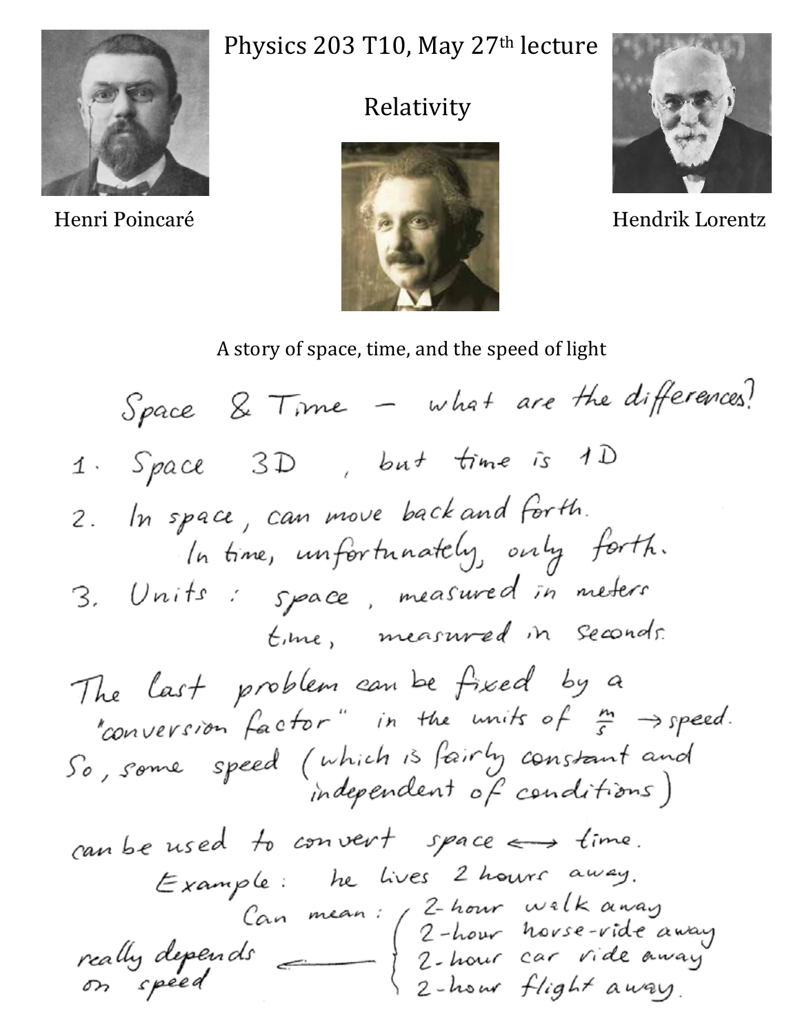# Physics 203 T10, May 27th lecture

## Relativity

Henri Poincaré

Hendrik Lorentz

A story of space, time, and the speed of light

Space & Time – what are the differences?

1. Space 3D, but time is 1D
2. In space, can move back and forth.
   In time, unfortunately, only forth.
3. Units: space, measured in meters
   time, measured in seconds.

The last problem can be fixed by a "conversion factor" in the units of $\frac{m}{s}$ → speed.
So, some speed (which is fairly constant and independent of conditions)

can be used to convert space ⟷ time.

Example: he lives 2 hours away.

Can mean:
- 2-hour walk away
- 2-hour horse-ride away
- 2-hour car ride away
- 2-hour flight away.

really depends on speed ⟵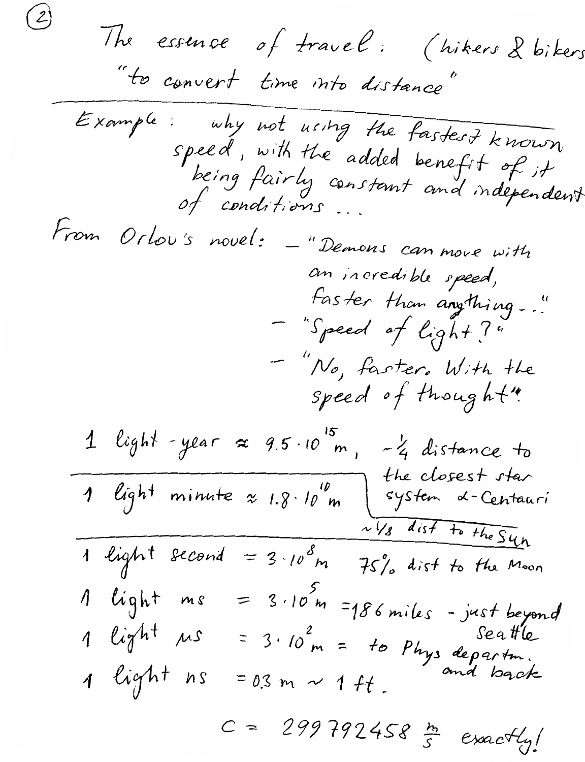The essence of travel: (hikers & bikers

"to convert time into distance"

---

Example: why not using the fastest known speed, with the added benefit of it being fairly constant and independent of conditions ...

From Orlov's novel:
- "Demons can move with an incredible speed, faster than anything..."
- "Speed of light?"
- "No, faster. With the speed of thought"

$1$ light-year $\approx 9.5 \cdot 10^{15}$ m, ~¼ distance to the closest star system α-Centauri

---

$1$ light minute $\approx 1.8 \cdot 10^{10}$ m ~1/8 dist. to the Sun

---

$1$ light second $= 3 \cdot 10^{8}$ m 75% dist to the Moon

$1$ light ms $= 3 \cdot 10^{5}$ m $=$ 186 miles - just beyond Seattle

$1$ light μs $= 3 \cdot 10^{2}$ m $=$ to Phys departm. and back

$1$ light ns $= 0.3$ m ~ 1 ft.

$$c = 299792458 \ \frac{m}{s} \text{ exactly!}$$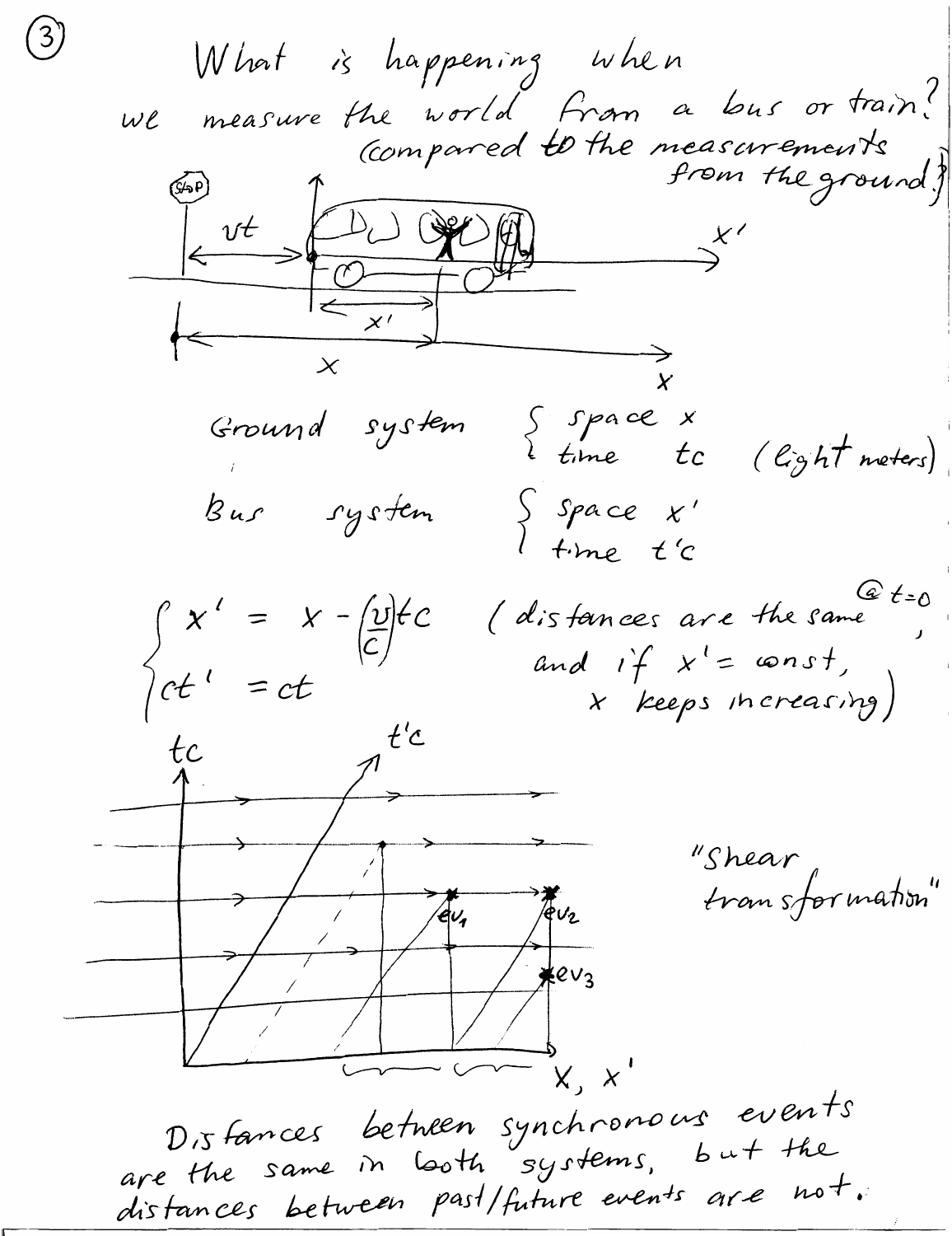What is happening when we measure the world from a bus or train? (compared to the measurements from the ground)

Ground system $\begin{cases} \text{space } x \\ \text{time } tc \end{cases}$ (light meters)

Bus system $\begin{cases} \text{space } x' \\ \text{time } t'c \end{cases}$

$$\begin{cases} x' = x - \left(\frac{v}{c}\right)tc \\ ct' = ct \end{cases}$$

(distances are the same @ $t=0$, and if $x' = \text{const}$, $x$ keeps increasing)

"Shear transformation"

Distances between synchronous events are the same in both systems, but the distances between past/future events are not.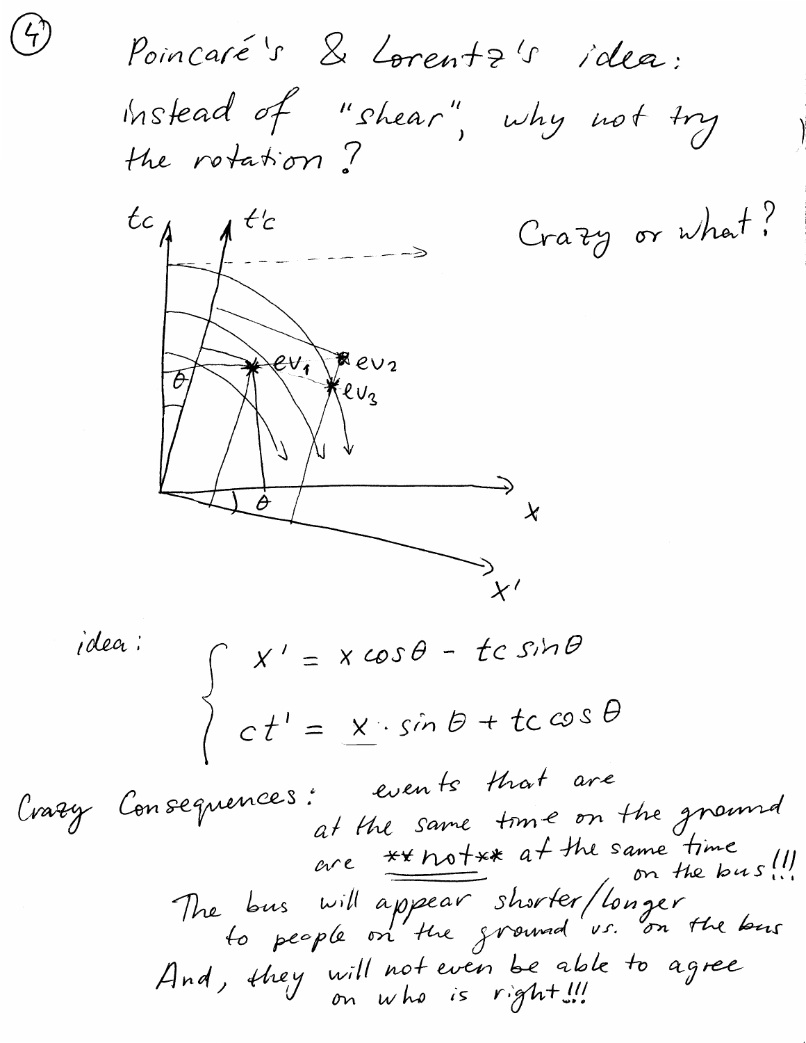Poincaré's & Lorentz's idea:
instead of "shear", why not try the rotation?

Crazy or what?

idea:

$$\begin{cases} x' = x\cos\theta - tc\sin\theta \\ ct' = x \cdot \sin\theta + tc\cos\theta \end{cases}$$

Crazy Consequences: events that are at the same time on the ground are **not** at the same time on the bus!!!

The bus will appear shorter/longer to people on the ground vs. on the bus

And, they will not even be able to agree on who is right!!!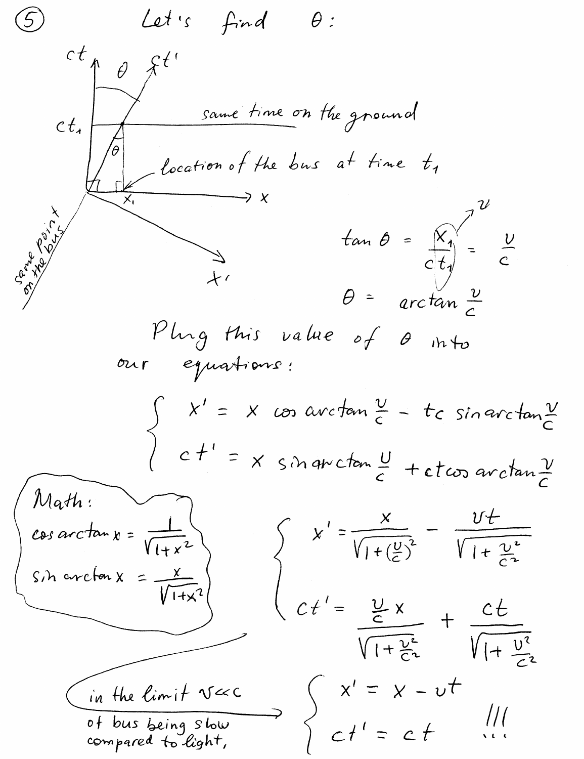⑤ Let's find $\theta$:

same time on the ground

location of the bus at time $t_1$

same point on the bus

$$\tan\theta = \frac{x_1}{ct_1} = \frac{v}{c}$$

($x_1 / t_1 = v$)

$$\theta = \arctan\frac{v}{c}$$

Plug this value of $\theta$ into our equations:

$$\begin{cases} x' = x\cos\arctan\frac{v}{c} - tc\sin\arctan\frac{v}{c} \\ ct' = x\sin\arctan\frac{v}{c} + ct\cos\arctan\frac{v}{c} \end{cases}$$

**Math:**

$$\cos\arctan x = \frac{1}{\sqrt{1+x^2}}$$

$$\sin\arctan x = \frac{x}{\sqrt{1+x^2}}$$

$$\begin{cases} x' = \dfrac{x}{\sqrt{1+\left(\frac{v}{c}\right)^2}} - \dfrac{vt}{\sqrt{1+\frac{v^2}{c^2}}} \\ ct' = \dfrac{\frac{v}{c}x}{\sqrt{1+\frac{v^2}{c^2}}} + \dfrac{ct}{\sqrt{1+\frac{v^2}{c^2}}} \end{cases}$$

in the limit $v \ll c$ of bus being slow compared to light,

$$\begin{cases} x' = x - vt \\ ct' = ct \end{cases}$$

!!!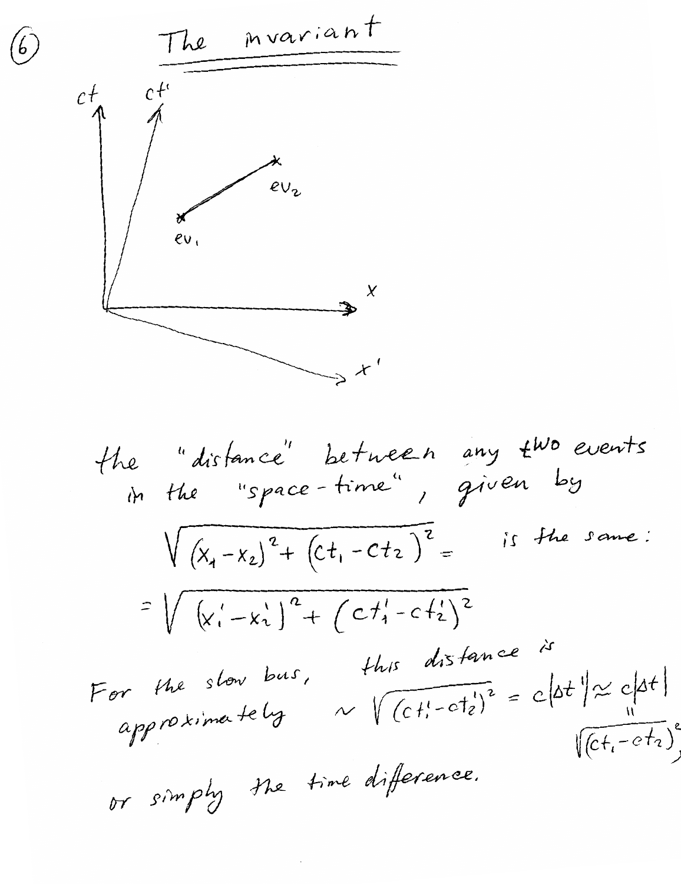⑥

# The invariant

the "distance" between any two events in the "space-time", given by

$$\sqrt{(x_1 - x_2)^2 + (ct_1 - ct_2)^2} = \quad \text{is the same:}$$

$$= \sqrt{(x_1' - x_2')^2 + (ct_1' - ct_2')^2}$$

For the slow bus, this distance is approximately $\sim \sqrt{(ct_1' - ct_2')^2} = c|\Delta t'| \approx c|\Delta t| = \sqrt{(ct_1 - ct_2)^2}$,

or simply the time difference.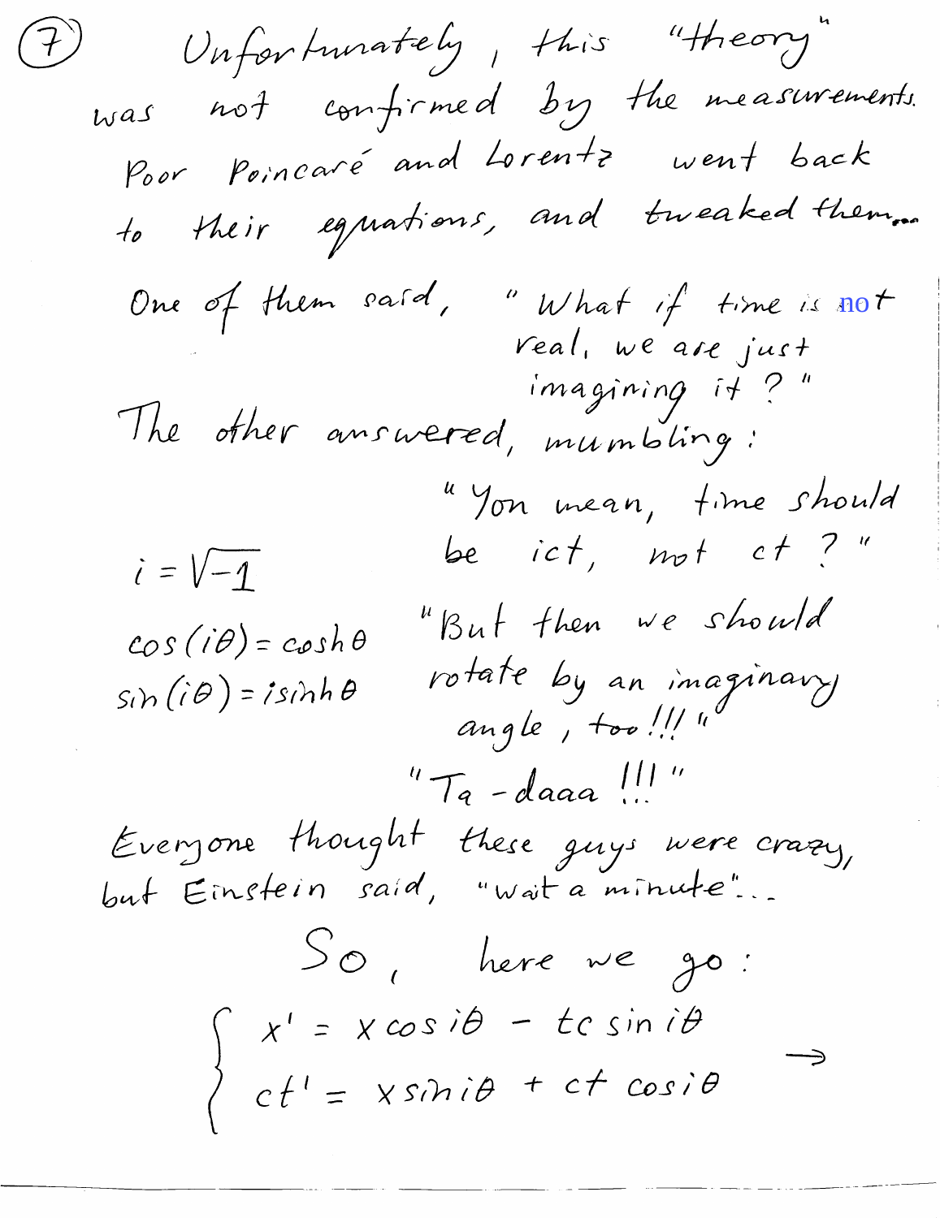(7) Unfortunately, this "theory" was not confirmed by the measurements. Poor Poincaré and Lorentz went back to their equations, and tweaked them...

One of them said, "What if time is not real, we are just imagining it?"

The other answered, mumbling:

"You mean, time should be $ict$, not $ct$?"

$i = \sqrt{-1}$

$\cos(i\theta) = \cosh\theta$

$\sin(i\theta) = i\sinh\theta$

"But then we should rotate by an imaginary angle, too!!!"

"Ta-daaa!!!"

Everyone thought these guys were crazy, but Einstein said, "Wait a minute"...

So, here we go:

$$\begin{cases} x' = x\cos i\theta - tc\sin i\theta \\ ct' = x\sin i\theta + ct\cos i\theta \end{cases} \rightarrow$$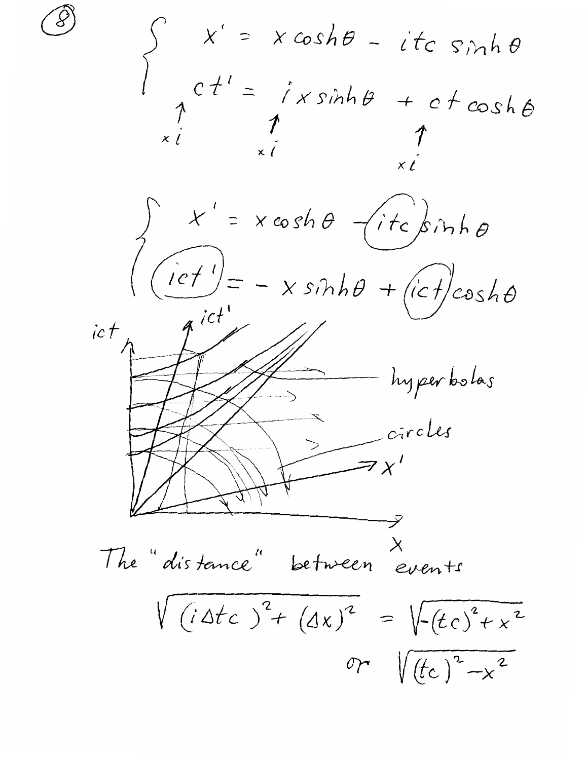(8)

$$\begin{cases} x' = x\cosh\theta - itc\sinh\theta \\ ct' = ix\sinh\theta + ct\cosh\theta \end{cases}$$

$\uparrow \times i \qquad \uparrow \times i \qquad \uparrow \times i$

$$\begin{cases} x' = x\cosh\theta - (itc)\sinh\theta \\ (ict') = -x\sinh\theta + (ict)\cosh\theta \end{cases}$$

hyperbolas

circles

The "distance" between events

$$\sqrt{(i\Delta tc)^2 + (\Delta x)^2} = \sqrt{-(tc)^2 + x^2}$$

$$\text{or } \sqrt{(tc)^2 - x^2}$$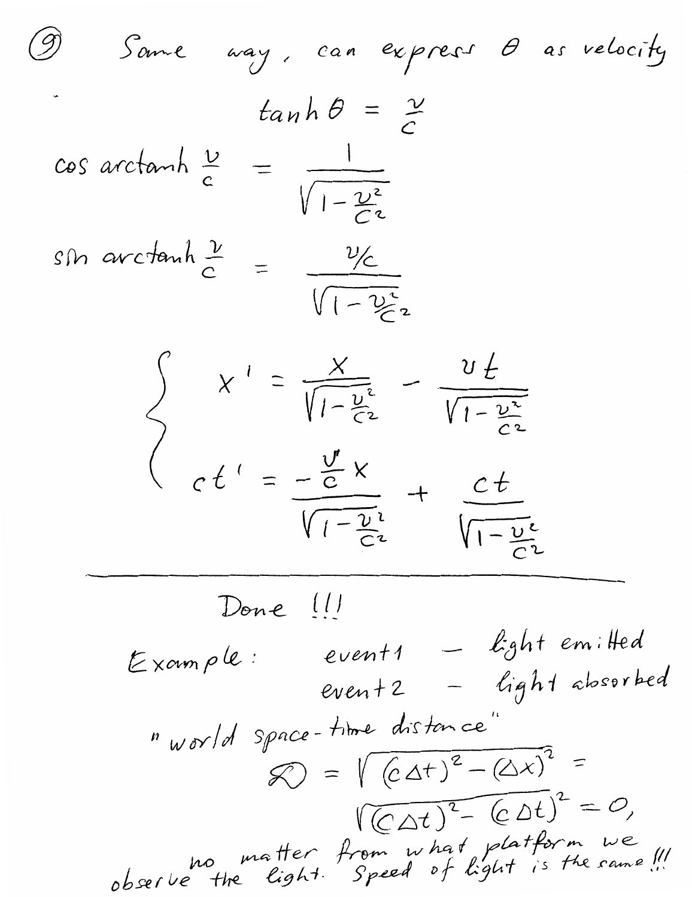⑨ Same way, can express $\theta$ as velocity

$$\tanh \theta = \frac{v}{c}$$

$$\cos \operatorname{arctanh} \frac{v}{c} = \frac{1}{\sqrt{1-\frac{v^2}{c^2}}}$$

$$\sin \operatorname{arctanh} \frac{v}{c} = \frac{v/c}{\sqrt{1-\frac{v^2}{c^2}}}$$

$$\begin{cases} x' = \dfrac{x}{\sqrt{1-\frac{v^2}{c^2}}} - \dfrac{vt}{\sqrt{1-\frac{v^2}{c^2}}} \\ ct' = \dfrac{-\frac{v}{c}x}{\sqrt{1-\frac{v^2}{c^2}}} + \dfrac{ct}{\sqrt{1-\frac{v^2}{c^2}}} \end{cases}$$

---

Done !!!

Example: event 1 – light emitted
event 2 – light absorbed

"world space-time distance"

$$\mathcal{D} = \sqrt{(c\Delta t)^2 - (\Delta x)^2} = \sqrt{(c\Delta t)^2 - (c\Delta t)^2} = 0,$$

no matter from what platform we observe the light. Speed of light is the same !!!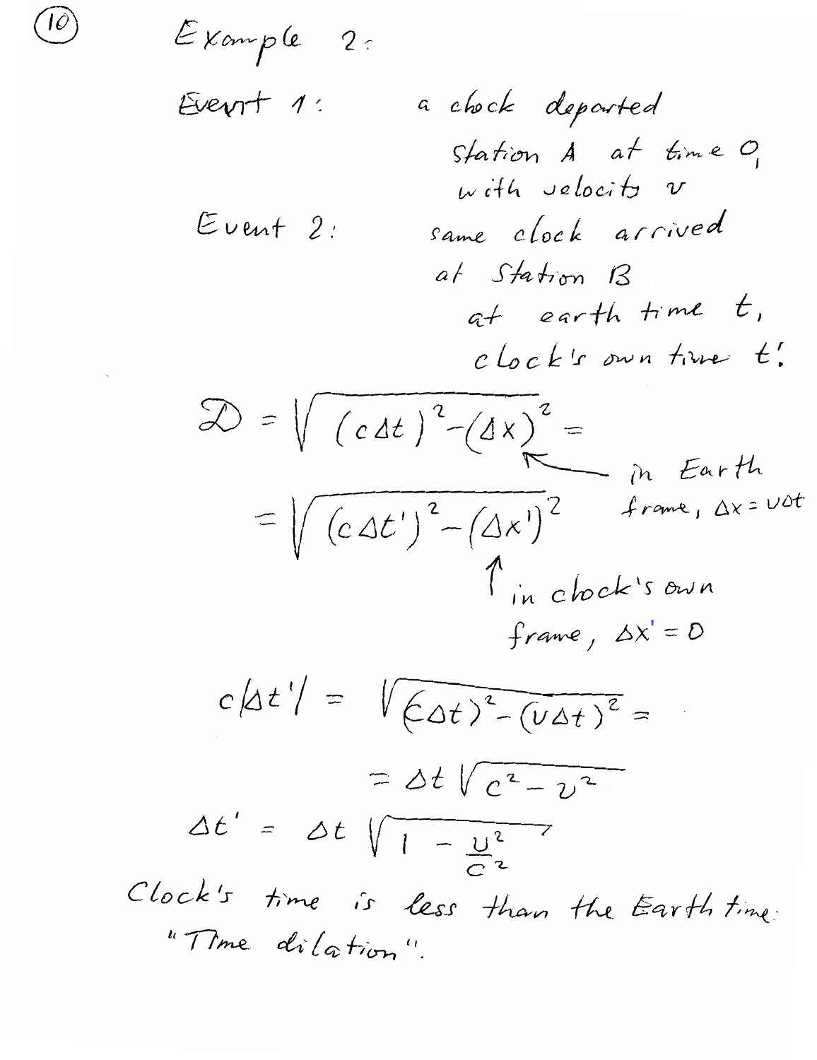## Example 2:

**Event 1:** a clock departed Station A at time 0, with velocity $v$

**Event 2:** same clock arrived at Station B at earth time $t$, clock's own time $t'$.

$$\mathcal{D} = \sqrt{(c\Delta t)^2 - (\Delta x)^2} =$$

← in Earth frame, $\Delta x = v\Delta t$

$$= \sqrt{(c\Delta t')^2 - (\Delta x')^2}$$

↑ in clock's own frame, $\Delta x' = 0$

$$c|\Delta t'| = \sqrt{(c\Delta t)^2 - (v\Delta t)^2} =$$

$$= \Delta t \sqrt{c^2 - v^2}$$

$$\Delta t' = \Delta t \sqrt{1 - \frac{v^2}{c^2}}$$

Clock's time is less than the Earth time: "Time dilation".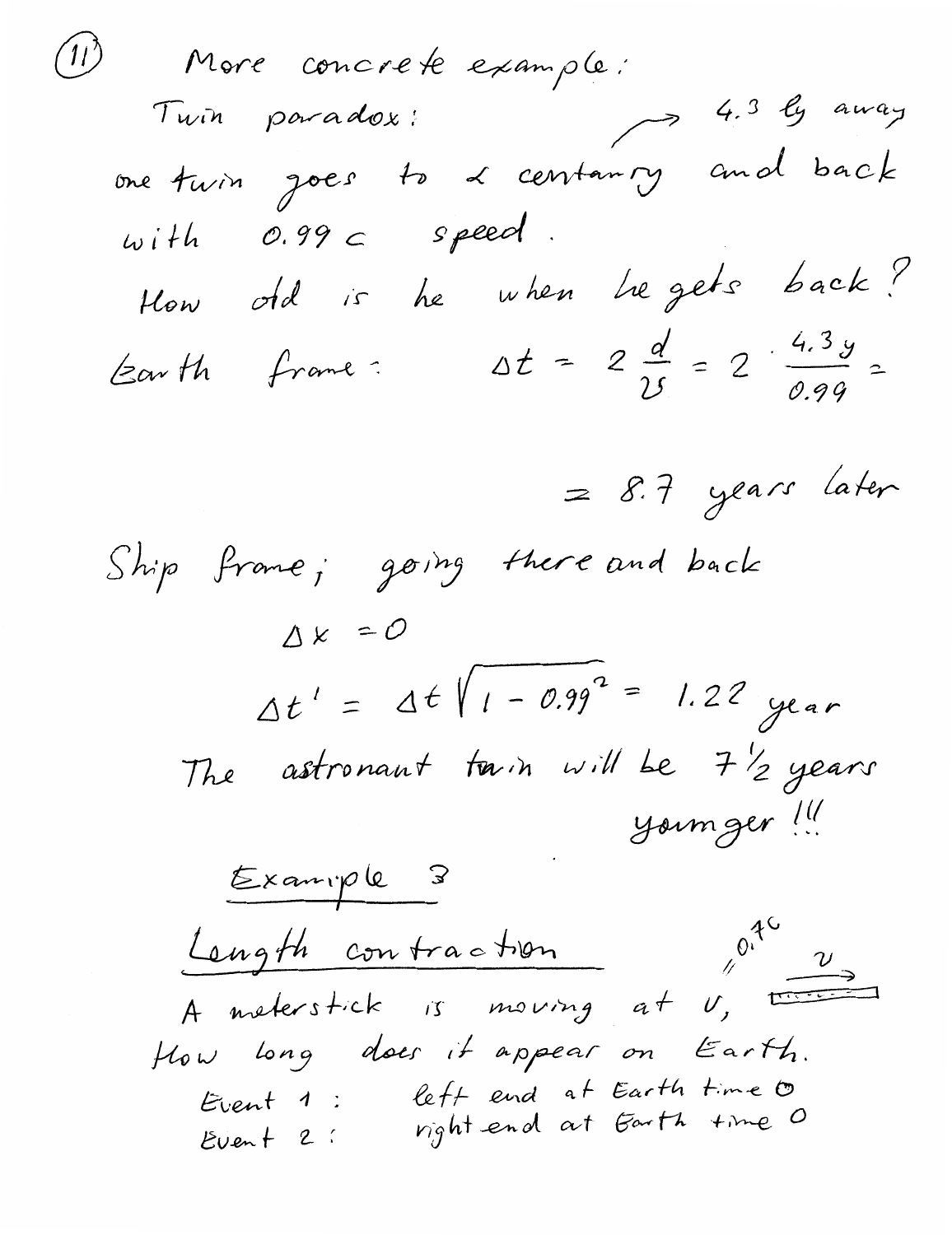More concrete example:

Twin paradox:

one twin goes to α centaury (→ 4.3 ly away) and back with 0.99 c speed.

How old is he when he gets back?

Earth frame: $\Delta t = 2\frac{d}{v} = 2 \cdot \frac{4.3\,y}{0.99} =$

$= 8.7$ years later

Ship frame; going there and back

$\Delta x = 0$

$\Delta t' = \Delta t\sqrt{1 - 0.99^2} = 1.22$ year

The astronaut twin will be $7\frac{1}{2}$ years younger !!!

<u>Example 3</u>

<u>Length contraction</u>

A meterstick is moving at $v$, (// 0.7c) How long does it appear on Earth.

Event 1: left end at Earth time 0

Event 2: right end at Earth time 0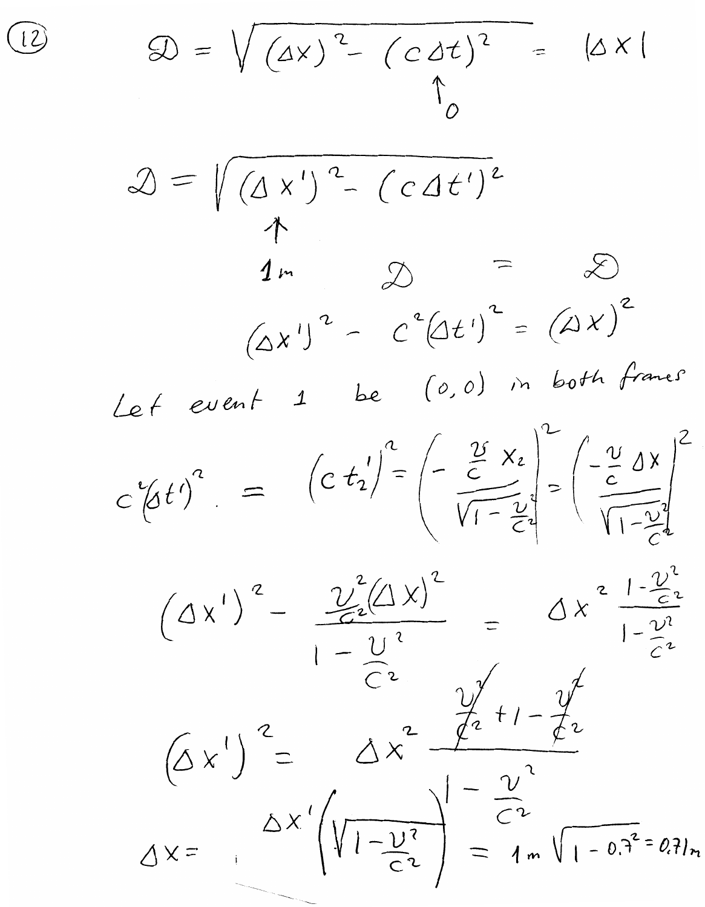(12)

$$\mathcal{D} = \sqrt{(\Delta x)^2 - (c\Delta t)^2} = |\Delta x|$$

$\uparrow$ 0

$$\mathcal{D} = \sqrt{(\Delta x')^2 - (c\Delta t')^2}$$

$\uparrow$ 1 m

$$\mathcal{D} = \mathcal{D}$$

$$(\Delta x')^2 - c^2(\Delta t')^2 = (\Delta x)^2$$

Let event 1 be (0,0) in both frames

$$c^2(\Delta t')^2 = (c t_2')^2 = \left(\frac{-\frac{v}{c} x_2}{\sqrt{1-\frac{v^2}{c^2}}}\right)^2 = \left(\frac{-\frac{v}{c}\Delta x}{\sqrt{1-\frac{v^2}{c^2}}}\right)^2$$

$$(\Delta x')^2 - \frac{\frac{v^2}{c^2}(\Delta x)^2}{1-\frac{v^2}{c^2}} = \Delta x^2 \, \frac{1-\frac{v^2}{c^2}}{1-\frac{v^2}{c^2}}$$

$$(\Delta x')^2 = \Delta x^2 \, \frac{\frac{v^2}{c^2} + 1 - \frac{v^2}{c^2}}{1-\frac{v^2}{c^2}}$$

$$\Delta x = \Delta x' \left(\sqrt{1-\frac{v^2}{c^2}}\right) = 1\,\text{m}\sqrt{1-0.7^2} = 0.71\,\text{m}$$